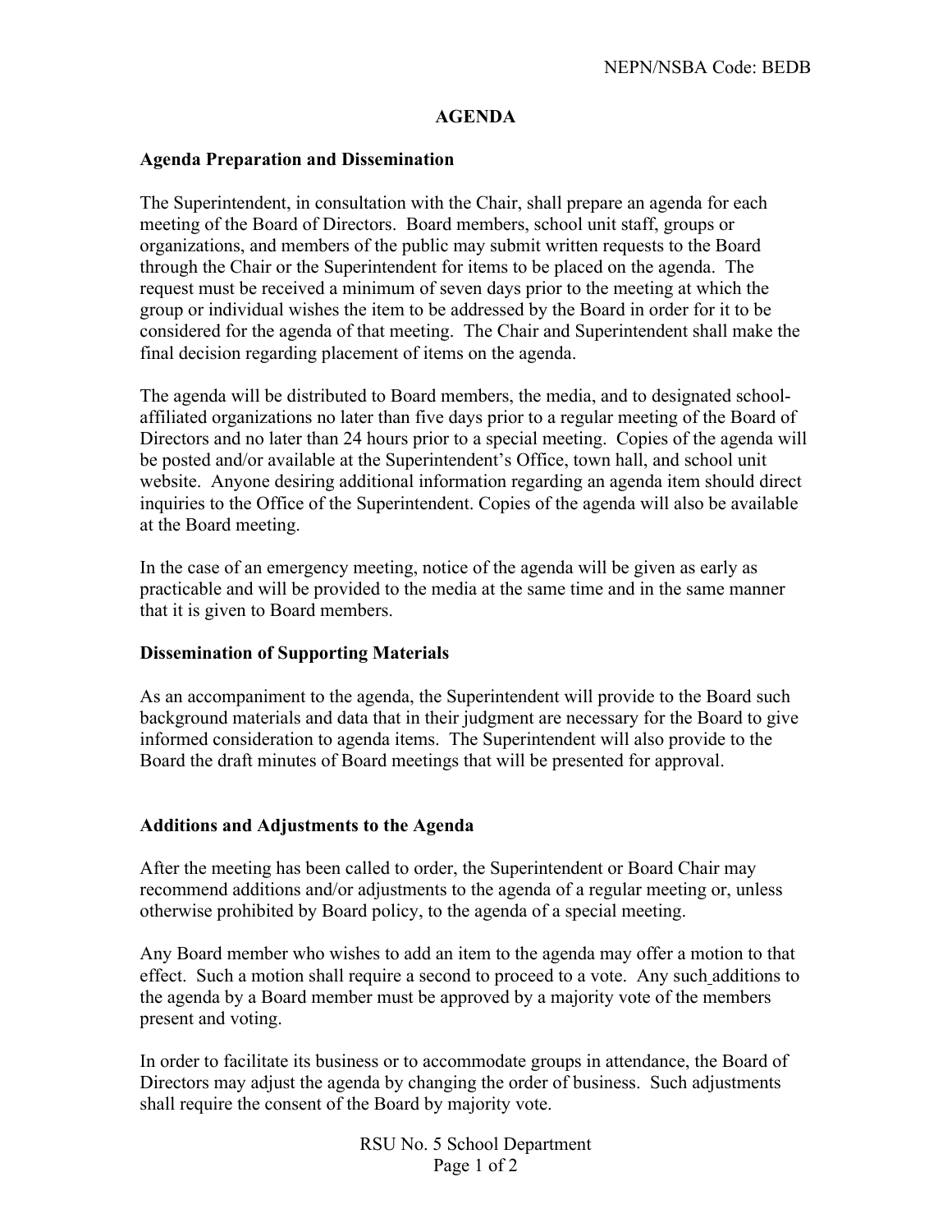NEPN/NSBA Code: BEDB

# AGENDA

## Agenda Preparation and Dissemination

The Superintendent, in consultation with the Chair, shall prepare an agenda for each meeting of the Board of Directors. Board members, school unit staff, groups or organizations, and members of the public may submit written requests to the Board through the Chair or the Superintendent for items to be placed on the agenda. The request must be received a minimum of seven days prior to the meeting at which the group or individual wishes the item to be addressed by the Board in order for it to be considered for the agenda of that meeting. The Chair and Superintendent shall make the final decision regarding placement of items on the agenda.

The agenda will be distributed to Board members, the media, and to designated school-affiliated organizations no later than five days prior to a regular meeting of the Board of Directors and no later than 24 hours prior to a special meeting. Copies of the agenda will be posted and/or available at the Superintendent's Office, town hall, and school unit website. Anyone desiring additional information regarding an agenda item should direct inquiries to the Office of the Superintendent. Copies of the agenda will also be available at the Board meeting.

In the case of an emergency meeting, notice of the agenda will be given as early as practicable and will be provided to the media at the same time and in the same manner that it is given to Board members.

## Dissemination of Supporting Materials

As an accompaniment to the agenda, the Superintendent will provide to the Board such background materials and data that in their judgment are necessary for the Board to give informed consideration to agenda items. The Superintendent will also provide to the Board the draft minutes of Board meetings that will be presented for approval.

## Additions and Adjustments to the Agenda

After the meeting has been called to order, the Superintendent or Board Chair may recommend additions and/or adjustments to the agenda of a regular meeting or, unless otherwise prohibited by Board policy, to the agenda of a special meeting.

Any Board member who wishes to add an item to the agenda may offer a motion to that effect. Such a motion shall require a second to proceed to a vote. Any such additions to the agenda by a Board member must be approved by a majority vote of the members present and voting.

In order to facilitate its business or to accommodate groups in attendance, the Board of Directors may adjust the agenda by changing the order of business. Such adjustments shall require the consent of the Board by majority vote.

RSU No. 5 School Department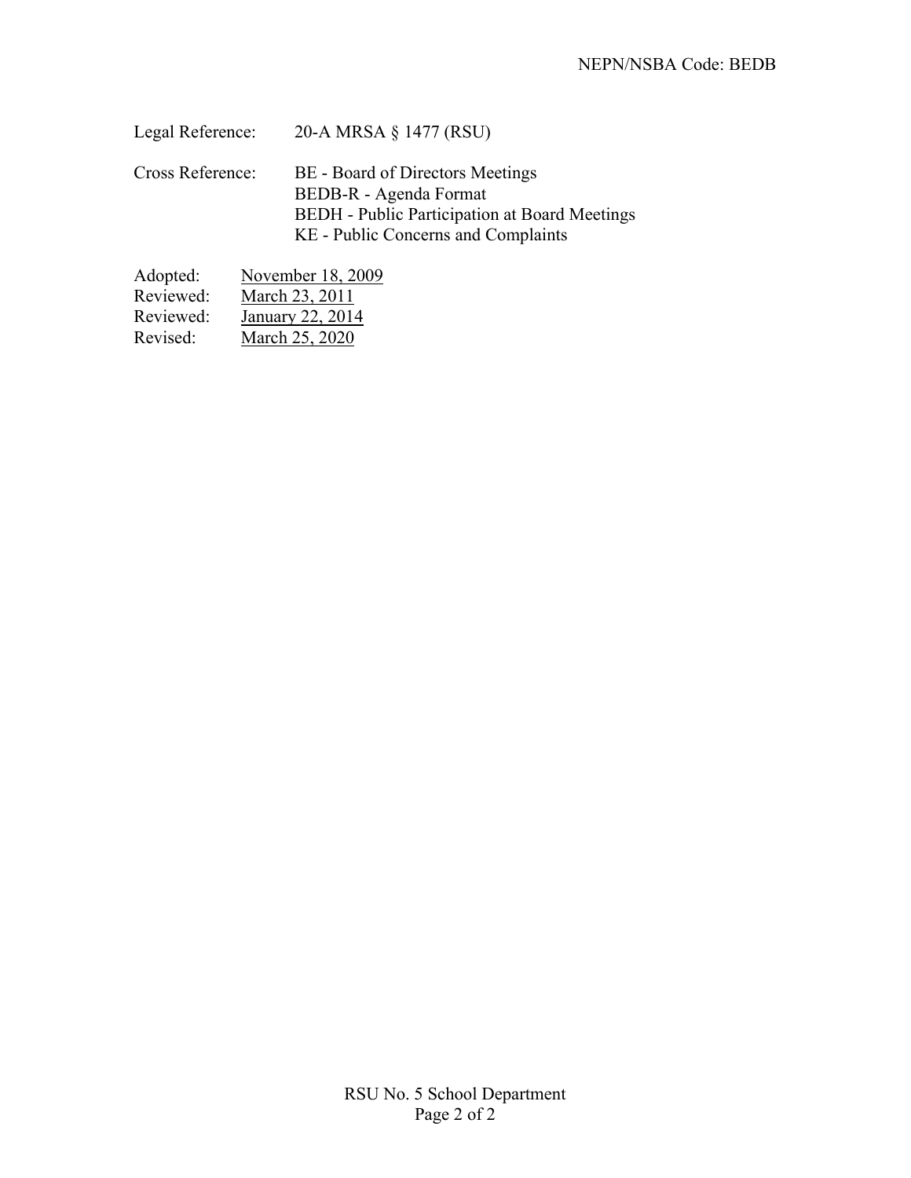Legal Reference: 20-A MRSA § 1477 (RSU)

Cross Reference:
BE - Board of Directors Meetings
BEDB-R - Agenda Format
BEDH - Public Participation at Board Meetings
KE - Public Concerns and Complaints

Adopted: November 18, 2009
Reviewed: March 23, 2011
Reviewed: January 22, 2014
Revised: March 25, 2020